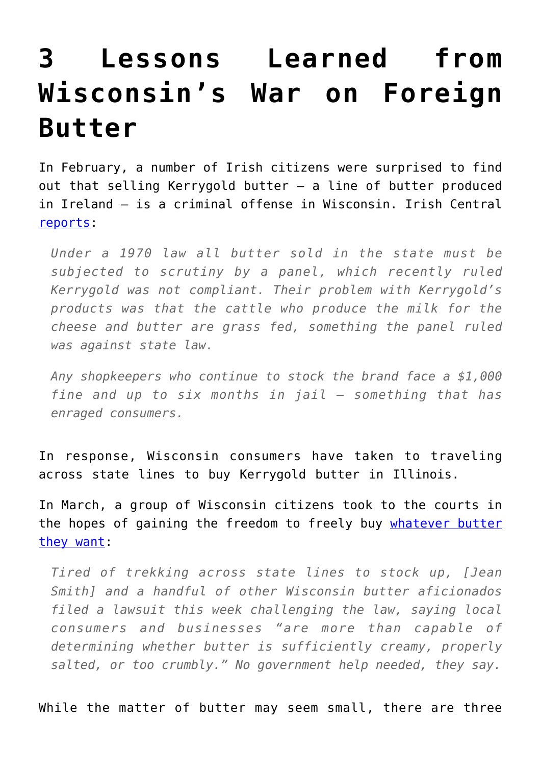# 3 Lessons Learned from Wisconsin's War on Foreign Butter

In February, a number of Irish citizens were surprised to find out that selling Kerrygold butter – a line of butter produced in Ireland – is a criminal offense in Wisconsin. Irish Central [reports](#):

> *Under a 1970 law all butter sold in the state must be subjected to scrutiny by a panel, which recently ruled Kerrygold was not compliant. Their problem with Kerrygold's products was that the cattle who produce the milk for the cheese and butter are grass fed, something the panel ruled was against state law.*
>
> *Any shopkeepers who continue to stock the brand face a $1,000 fine and up to six months in jail – something that has enraged consumers.*

In response, Wisconsin consumers have taken to traveling across state lines to buy Kerrygold butter in Illinois.

In March, a group of Wisconsin citizens took to the courts in the hopes of gaining the freedom to freely buy [whatever butter they want](#):

> *Tired of trekking across state lines to stock up, [Jean Smith] and a handful of other Wisconsin butter aficionados filed a lawsuit this week challenging the law, saying local consumers and businesses "are more than capable of determining whether butter is sufficiently creamy, properly salted, or too crumbly." No government help needed, they say.*

While the matter of butter may seem small, there are three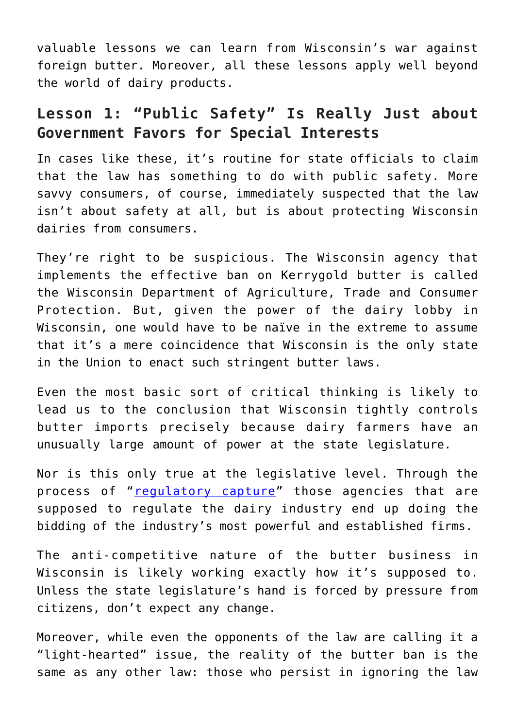valuable lessons we can learn from Wisconsin's war against foreign butter. Moreover, all these lessons apply well beyond the world of dairy products.

## Lesson 1: "Public Safety" Is Really Just about Government Favors for Special Interests

In cases like these, it's routine for state officials to claim that the law has something to do with public safety. More savvy consumers, of course, immediately suspected that the law isn't about safety at all, but is about protecting Wisconsin dairies from consumers.

They're right to be suspicious. The Wisconsin agency that implements the effective ban on Kerrygold butter is called the Wisconsin Department of Agriculture, Trade and Consumer Protection. But, given the power of the dairy lobby in Wisconsin, one would have to be naïve in the extreme to assume that it's a mere coincidence that Wisconsin is the only state in the Union to enact such stringent butter laws.

Even the most basic sort of critical thinking is likely to lead us to the conclusion that Wisconsin tightly controls butter imports precisely because dairy farmers have an unusually large amount of power at the state legislature.

Nor is this only true at the legislative level. Through the process of "regulatory capture" those agencies that are supposed to regulate the dairy industry end up doing the bidding of the industry's most powerful and established firms.

The anti-competitive nature of the butter business in Wisconsin is likely working exactly how it's supposed to. Unless the state legislature's hand is forced by pressure from citizens, don't expect any change.

Moreover, while even the opponents of the law are calling it a "light-hearted" issue, the reality of the butter ban is the same as any other law: those who persist in ignoring the law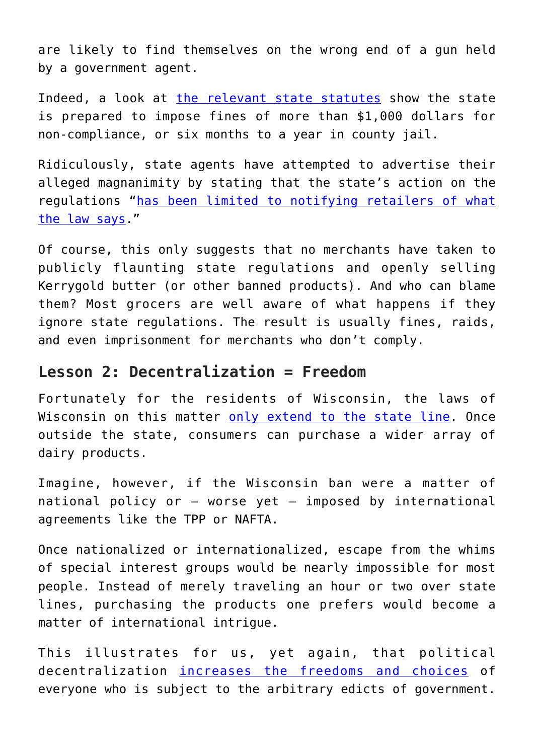are likely to find themselves on the wrong end of a gun held by a government agent.

Indeed, a look at [the relevant state statutes]() show the state is prepared to impose fines of more than $1,000 dollars for non-compliance, or six months to a year in county jail.

Ridiculously, state agents have attempted to advertise their alleged magnanimity by stating that the state's action on the regulations "[has been limited to notifying retailers of what the law says]()."

Of course, this only suggests that no merchants have taken to publicly flaunting state regulations and openly selling Kerrygold butter (or other banned products). And who can blame them? Most grocers are well aware of what happens if they ignore state regulations. The result is usually fines, raids, and even imprisonment for merchants who don't comply.

## Lesson 2: Decentralization = Freedom

Fortunately for the residents of Wisconsin, the laws of Wisconsin on this matter [only extend to the state line](). Once outside the state, consumers can purchase a wider array of dairy products.

Imagine, however, if the Wisconsin ban were a matter of national policy or — worse yet — imposed by international agreements like the TPP or NAFTA.

Once nationalized or internationalized, escape from the whims of special interest groups would be nearly impossible for most people. Instead of merely traveling an hour or two over state lines, purchasing the products one prefers would become a matter of international intrigue.

This illustrates for us, yet again, that political decentralization [increases the freedoms and choices]() of everyone who is subject to the arbitrary edicts of government.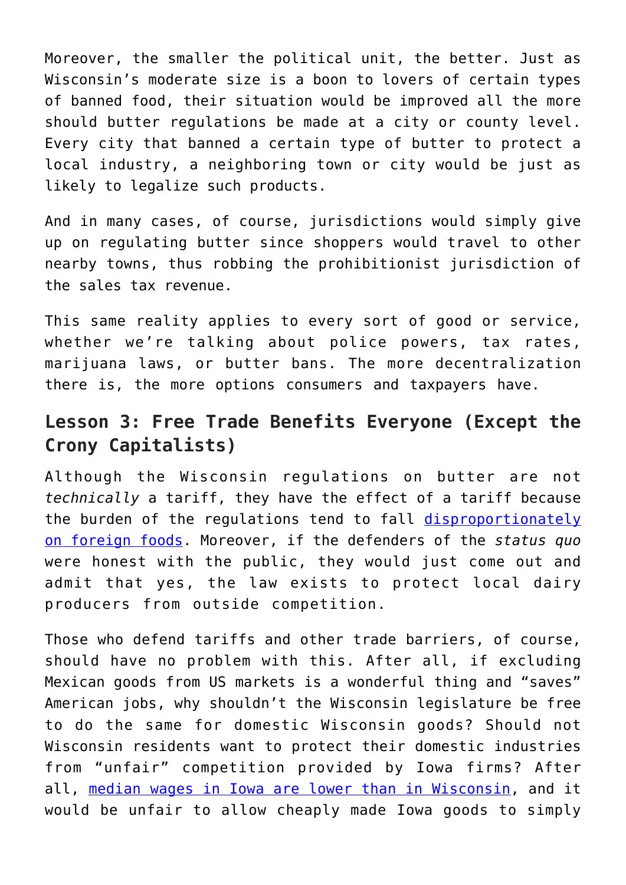Moreover, the smaller the political unit, the better. Just as Wisconsin's moderate size is a boon to lovers of certain types of banned food, their situation would be improved all the more should butter regulations be made at a city or county level. Every city that banned a certain type of butter to protect a local industry, a neighboring town or city would be just as likely to legalize such products.

And in many cases, of course, jurisdictions would simply give up on regulating butter since shoppers would travel to other nearby towns, thus robbing the prohibitionist jurisdiction of the sales tax revenue.

This same reality applies to every sort of good or service, whether we're talking about police powers, tax rates, marijuana laws, or butter bans. The more decentralization there is, the more options consumers and taxpayers have.

## Lesson 3: Free Trade Benefits Everyone (Except the Crony Capitalists)

Although the Wisconsin regulations on butter are not *technically* a tariff, they have the effect of a tariff because the burden of the regulations tend to fall disproportionately on foreign foods. Moreover, if the defenders of the *status quo* were honest with the public, they would just come out and admit that yes, the law exists to protect local dairy producers from outside competition.

Those who defend tariffs and other trade barriers, of course, should have no problem with this. After all, if excluding Mexican goods from US markets is a wonderful thing and "saves" American jobs, why shouldn't the Wisconsin legislature be free to do the same for domestic Wisconsin goods? Should not Wisconsin residents want to protect their domestic industries from "unfair" competition provided by Iowa firms? After all, median wages in Iowa are lower than in Wisconsin, and it would be unfair to allow cheaply made Iowa goods to simply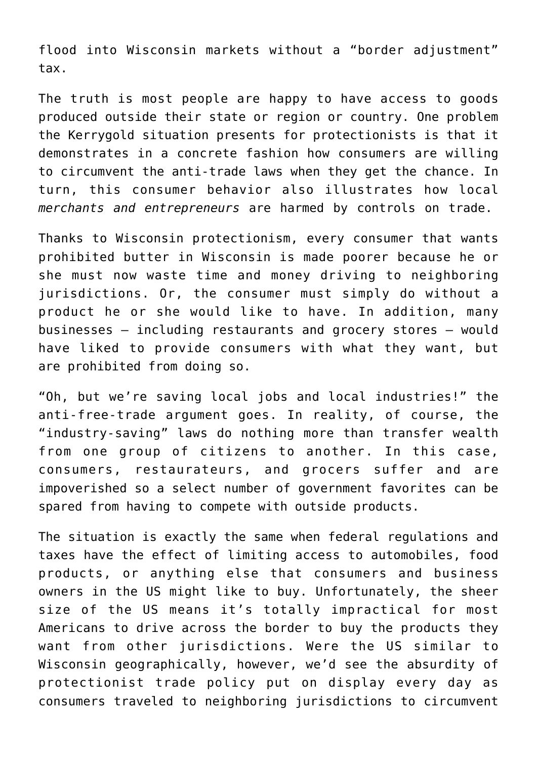flood into Wisconsin markets without a "border adjustment" tax.

The truth is most people are happy to have access to goods produced outside their state or region or country. One problem the Kerrygold situation presents for protectionists is that it demonstrates in a concrete fashion how consumers are willing to circumvent the anti-trade laws when they get the chance. In turn, this consumer behavior also illustrates how local *merchants and entrepreneurs* are harmed by controls on trade.

Thanks to Wisconsin protectionism, every consumer that wants prohibited butter in Wisconsin is made poorer because he or she must now waste time and money driving to neighboring jurisdictions. Or, the consumer must simply do without a product he or she would like to have. In addition, many businesses — including restaurants and grocery stores — would have liked to provide consumers with what they want, but are prohibited from doing so.

"Oh, but we're saving local jobs and local industries!" the anti-free-trade argument goes. In reality, of course, the "industry-saving" laws do nothing more than transfer wealth from one group of citizens to another. In this case, consumers, restaurateurs, and grocers suffer and are impoverished so a select number of government favorites can be spared from having to compete with outside products.

The situation is exactly the same when federal regulations and taxes have the effect of limiting access to automobiles, food products, or anything else that consumers and business owners in the US might like to buy. Unfortunately, the sheer size of the US means it's totally impractical for most Americans to drive across the border to buy the products they want from other jurisdictions. Were the US similar to Wisconsin geographically, however, we'd see the absurdity of protectionist trade policy put on display every day as consumers traveled to neighboring jurisdictions to circumvent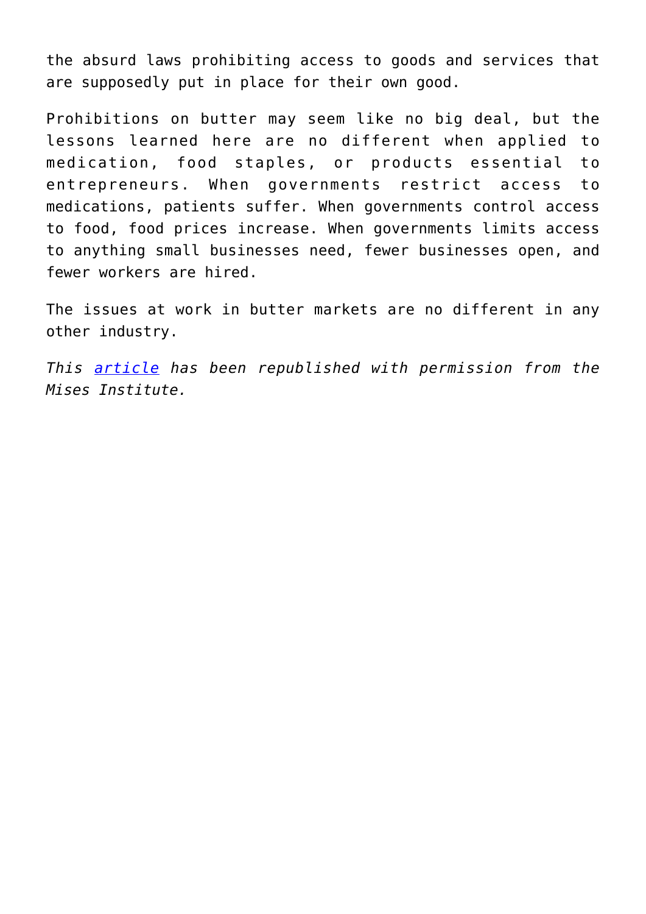the absurd laws prohibiting access to goods and services that are supposedly put in place for their own good.

Prohibitions on butter may seem like no big deal, but the lessons learned here are no different when applied to medication, food staples, or products essential to entrepreneurs. When governments restrict access to medications, patients suffer. When governments control access to food, food prices increase. When governments limits access to anything small businesses need, fewer businesses open, and fewer workers are hired.

The issues at work in butter markets are no different in any other industry.

*This article has been republished with permission from the Mises Institute.*